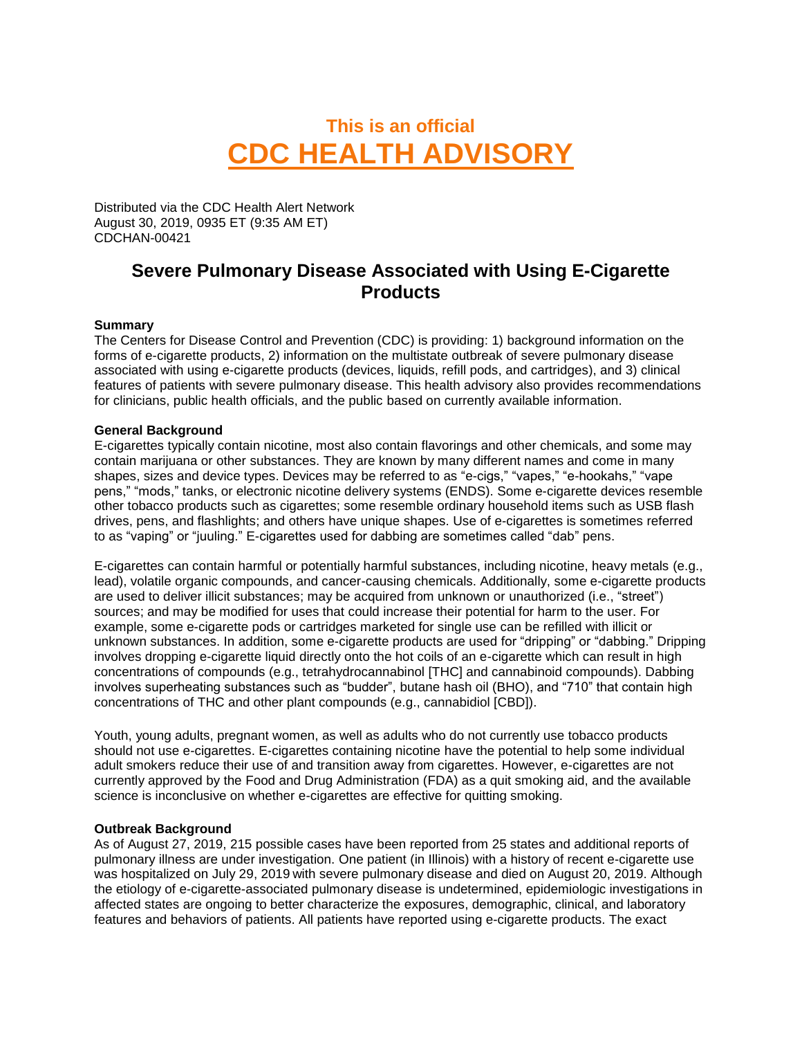# This is an official
# CDC HEALTH ADVISORY

Distributed via the CDC Health Alert Network
August 30, 2019, 0935 ET (9:35 AM ET)
CDCHAN-00421

## Severe Pulmonary Disease Associated with Using E-Cigarette Products

**Summary**

The Centers for Disease Control and Prevention (CDC) is providing: 1) background information on the forms of e-cigarette products, 2) information on the multistate outbreak of severe pulmonary disease associated with using e-cigarette products (devices, liquids, refill pods, and cartridges), and 3) clinical features of patients with severe pulmonary disease. This health advisory also provides recommendations for clinicians, public health officials, and the public based on currently available information.

**General Background**

E-cigarettes typically contain nicotine, most also contain flavorings and other chemicals, and some may contain marijuana or other substances. They are known by many different names and come in many shapes, sizes and device types. Devices may be referred to as "e-cigs," "vapes," "e-hookahs," "vape pens," "mods," tanks, or electronic nicotine delivery systems (ENDS). Some e-cigarette devices resemble other tobacco products such as cigarettes; some resemble ordinary household items such as USB flash drives, pens, and flashlights; and others have unique shapes. Use of e-cigarettes is sometimes referred to as "vaping" or "juuling." E-cigarettes used for dabbing are sometimes called "dab" pens.

E-cigarettes can contain harmful or potentially harmful substances, including nicotine, heavy metals (e.g., lead), volatile organic compounds, and cancer-causing chemicals. Additionally, some e-cigarette products are used to deliver illicit substances; may be acquired from unknown or unauthorized (i.e., "street") sources; and may be modified for uses that could increase their potential for harm to the user. For example, some e-cigarette pods or cartridges marketed for single use can be refilled with illicit or unknown substances. In addition, some e-cigarette products are used for "dripping" or "dabbing." Dripping involves dropping e-cigarette liquid directly onto the hot coils of an e-cigarette which can result in high concentrations of compounds (e.g., tetrahydrocannabinol [THC] and cannabinoid compounds). Dabbing involves superheating substances such as "budder", butane hash oil (BHO), and "710" that contain high concentrations of THC and other plant compounds (e.g., cannabidiol [CBD]).

Youth, young adults, pregnant women, as well as adults who do not currently use tobacco products should not use e-cigarettes. E-cigarettes containing nicotine have the potential to help some individual adult smokers reduce their use of and transition away from cigarettes. However, e-cigarettes are not currently approved by the Food and Drug Administration (FDA) as a quit smoking aid, and the available science is inconclusive on whether e-cigarettes are effective for quitting smoking.

**Outbreak Background**

As of August 27, 2019, 215 possible cases have been reported from 25 states and additional reports of pulmonary illness are under investigation. One patient (in Illinois) with a history of recent e-cigarette use was hospitalized on July 29, 2019 with severe pulmonary disease and died on August 20, 2019. Although the etiology of e-cigarette-associated pulmonary disease is undetermined, epidemiologic investigations in affected states are ongoing to better characterize the exposures, demographic, clinical, and laboratory features and behaviors of patients. All patients have reported using e-cigarette products. The exact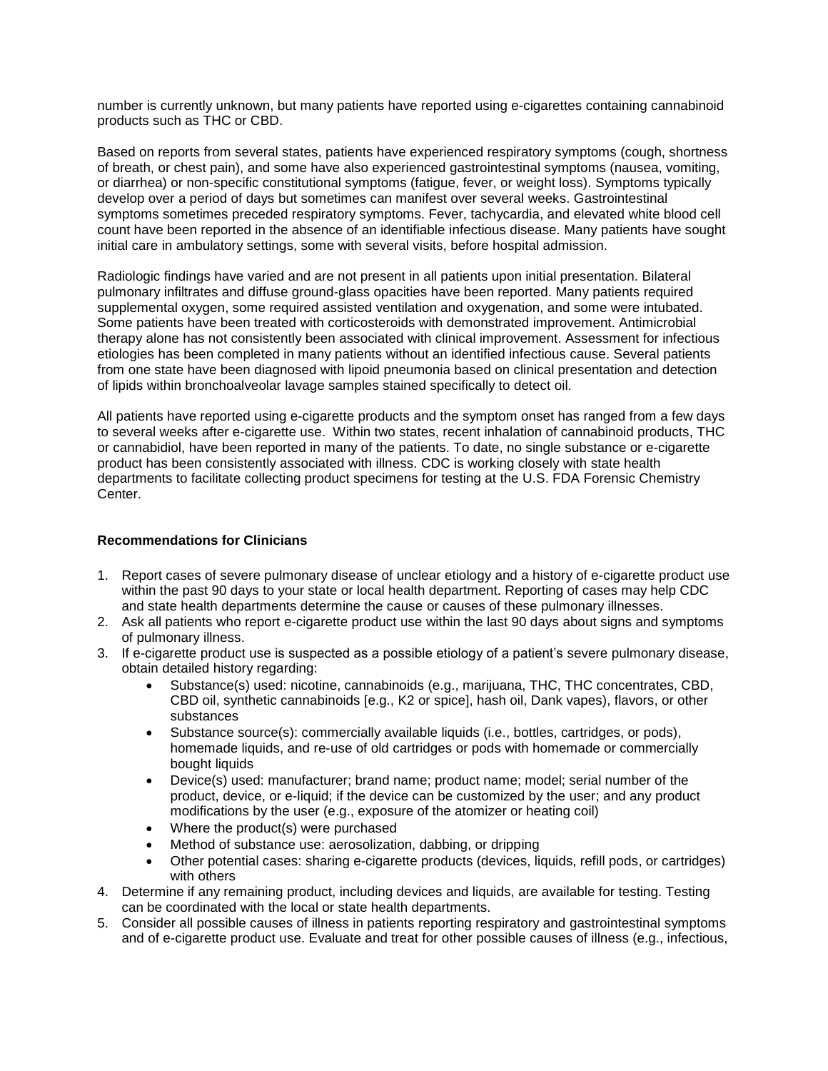number is currently unknown, but many patients have reported using e-cigarettes containing cannabinoid products such as THC or CBD.

Based on reports from several states, patients have experienced respiratory symptoms (cough, shortness of breath, or chest pain), and some have also experienced gastrointestinal symptoms (nausea, vomiting, or diarrhea) or non-specific constitutional symptoms (fatigue, fever, or weight loss). Symptoms typically develop over a period of days but sometimes can manifest over several weeks. Gastrointestinal symptoms sometimes preceded respiratory symptoms. Fever, tachycardia, and elevated white blood cell count have been reported in the absence of an identifiable infectious disease. Many patients have sought initial care in ambulatory settings, some with several visits, before hospital admission.

Radiologic findings have varied and are not present in all patients upon initial presentation. Bilateral pulmonary infiltrates and diffuse ground-glass opacities have been reported. Many patients required supplemental oxygen, some required assisted ventilation and oxygenation, and some were intubated. Some patients have been treated with corticosteroids with demonstrated improvement. Antimicrobial therapy alone has not consistently been associated with clinical improvement. Assessment for infectious etiologies has been completed in many patients without an identified infectious cause. Several patients from one state have been diagnosed with lipoid pneumonia based on clinical presentation and detection of lipids within bronchoalveolar lavage samples stained specifically to detect oil.

All patients have reported using e-cigarette products and the symptom onset has ranged from a few days to several weeks after e-cigarette use. Within two states, recent inhalation of cannabinoid products, THC or cannabidiol, have been reported in many of the patients. To date, no single substance or e-cigarette product has been consistently associated with illness. CDC is working closely with state health departments to facilitate collecting product specimens for testing at the U.S. FDA Forensic Chemistry Center.

**Recommendations for Clinicians**

1. Report cases of severe pulmonary disease of unclear etiology and a history of e-cigarette product use within the past 90 days to your state or local health department. Reporting of cases may help CDC and state health departments determine the cause or causes of these pulmonary illnesses.
2. Ask all patients who report e-cigarette product use within the last 90 days about signs and symptoms of pulmonary illness.
3. If e-cigarette product use is suspected as a possible etiology of a patient's severe pulmonary disease, obtain detailed history regarding:
   - Substance(s) used: nicotine, cannabinoids (e.g., marijuana, THC, THC concentrates, CBD, CBD oil, synthetic cannabinoids [e.g., K2 or spice], hash oil, Dank vapes), flavors, or other substances
   - Substance source(s): commercially available liquids (i.e., bottles, cartridges, or pods), homemade liquids, and re-use of old cartridges or pods with homemade or commercially bought liquids
   - Device(s) used: manufacturer; brand name; product name; model; serial number of the product, device, or e-liquid; if the device can be customized by the user; and any product modifications by the user (e.g., exposure of the atomizer or heating coil)
   - Where the product(s) were purchased
   - Method of substance use: aerosolization, dabbing, or dripping
   - Other potential cases: sharing e-cigarette products (devices, liquids, refill pods, or cartridges) with others
4. Determine if any remaining product, including devices and liquids, are available for testing. Testing can be coordinated with the local or state health departments.
5. Consider all possible causes of illness in patients reporting respiratory and gastrointestinal symptoms and of e-cigarette product use. Evaluate and treat for other possible causes of illness (e.g., infectious,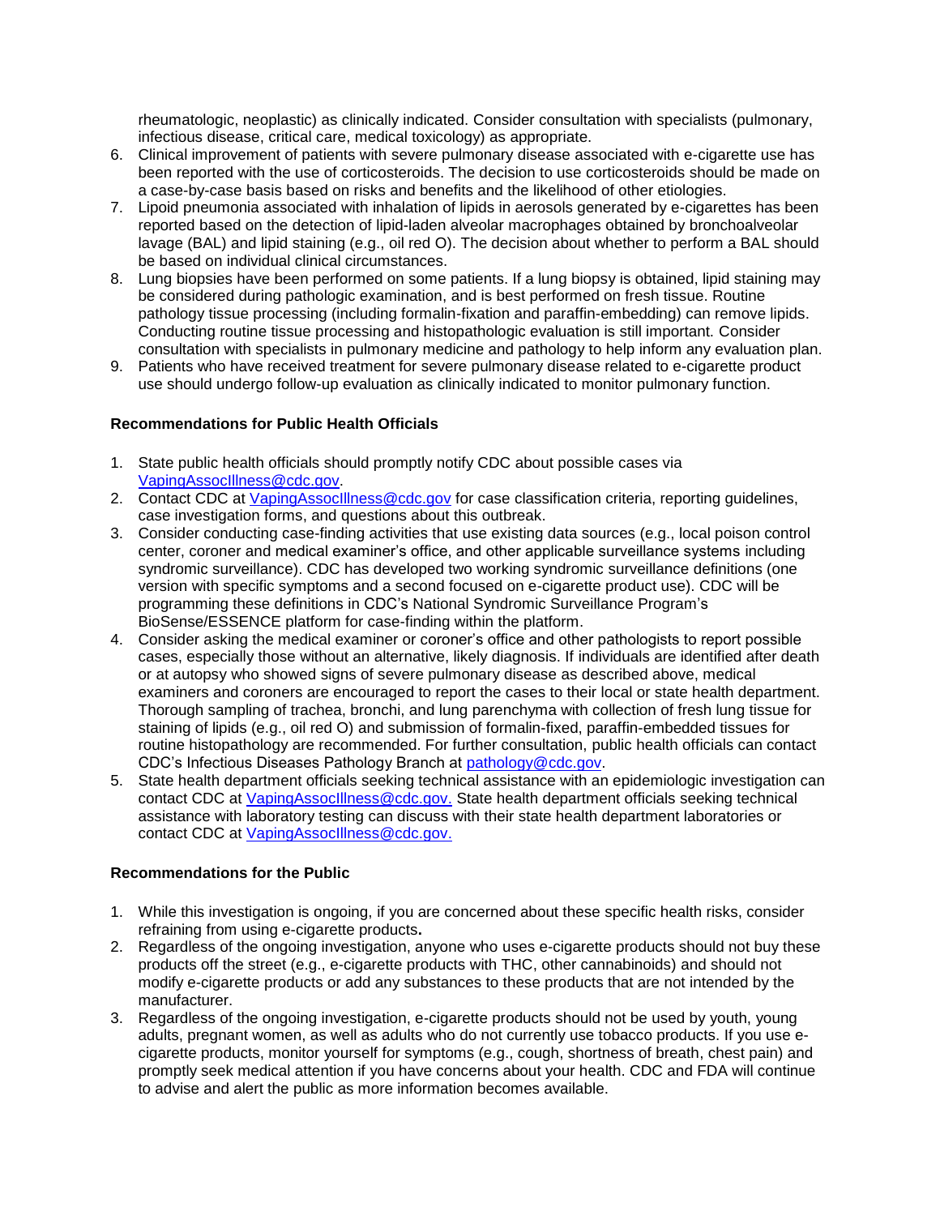rheumatologic, neoplastic) as clinically indicated. Consider consultation with specialists (pulmonary, infectious disease, critical care, medical toxicology) as appropriate.

6. Clinical improvement of patients with severe pulmonary disease associated with e-cigarette use has been reported with the use of corticosteroids. The decision to use corticosteroids should be made on a case-by-case basis based on risks and benefits and the likelihood of other etiologies.
7. Lipoid pneumonia associated with inhalation of lipids in aerosols generated by e-cigarettes has been reported based on the detection of lipid-laden alveolar macrophages obtained by bronchoalveolar lavage (BAL) and lipid staining (e.g., oil red O). The decision about whether to perform a BAL should be based on individual clinical circumstances.
8. Lung biopsies have been performed on some patients. If a lung biopsy is obtained, lipid staining may be considered during pathologic examination, and is best performed on fresh tissue. Routine pathology tissue processing (including formalin-fixation and paraffin-embedding) can remove lipids. Conducting routine tissue processing and histopathologic evaluation is still important. Consider consultation with specialists in pulmonary medicine and pathology to help inform any evaluation plan.
9. Patients who have received treatment for severe pulmonary disease related to e-cigarette product use should undergo follow-up evaluation as clinically indicated to monitor pulmonary function.

**Recommendations for Public Health Officials**

1. State public health officials should promptly notify CDC about possible cases via VapingAssocIllness@cdc.gov.
2. Contact CDC at VapingAssocIllness@cdc.gov for case classification criteria, reporting guidelines, case investigation forms, and questions about this outbreak.
3. Consider conducting case-finding activities that use existing data sources (e.g., local poison control center, coroner and medical examiner's office, and other applicable surveillance systems including syndromic surveillance). CDC has developed two working syndromic surveillance definitions (one version with specific symptoms and a second focused on e-cigarette product use). CDC will be programming these definitions in CDC's National Syndromic Surveillance Program's BioSense/ESSENCE platform for case-finding within the platform.
4. Consider asking the medical examiner or coroner's office and other pathologists to report possible cases, especially those without an alternative, likely diagnosis. If individuals are identified after death or at autopsy who showed signs of severe pulmonary disease as described above, medical examiners and coroners are encouraged to report the cases to their local or state health department. Thorough sampling of trachea, bronchi, and lung parenchyma with collection of fresh lung tissue for staining of lipids (e.g., oil red O) and submission of formalin-fixed, paraffin-embedded tissues for routine histopathology are recommended. For further consultation, public health officials can contact CDC's Infectious Diseases Pathology Branch at pathology@cdc.gov.
5. State health department officials seeking technical assistance with an epidemiologic investigation can contact CDC at VapingAssocIllness@cdc.gov. State health department officials seeking technical assistance with laboratory testing can discuss with their state health department laboratories or contact CDC at VapingAssocIllness@cdc.gov.

**Recommendations for the Public**

1. While this investigation is ongoing, if you are concerned about these specific health risks, consider refraining from using e-cigarette products**.**
2. Regardless of the ongoing investigation, anyone who uses e-cigarette products should not buy these products off the street (e.g., e-cigarette products with THC, other cannabinoids) and should not modify e-cigarette products or add any substances to these products that are not intended by the manufacturer.
3. Regardless of the ongoing investigation, e-cigarette products should not be used by youth, young adults, pregnant women, as well as adults who do not currently use tobacco products. If you use e-cigarette products, monitor yourself for symptoms (e.g., cough, shortness of breath, chest pain) and promptly seek medical attention if you have concerns about your health. CDC and FDA will continue to advise and alert the public as more information becomes available.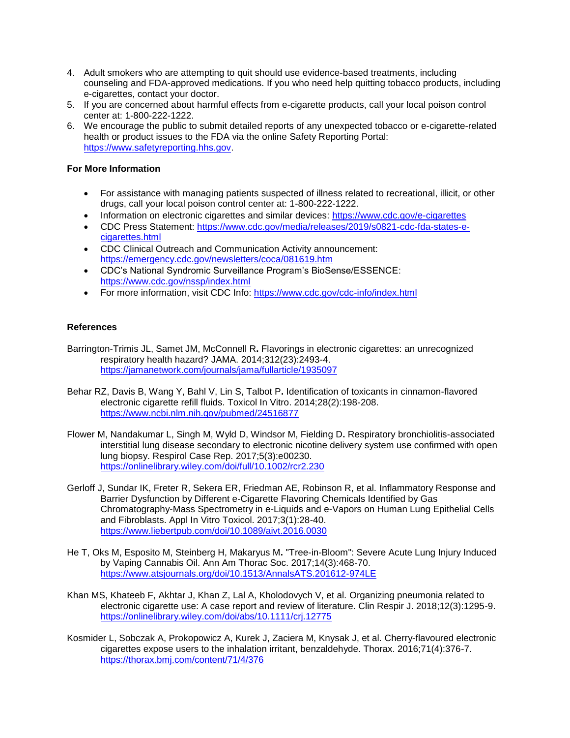4. Adult smokers who are attempting to quit should use evidence-based treatments, including counseling and FDA-approved medications. If you who need help quitting tobacco products, including e-cigarettes, contact your doctor.
5. If you are concerned about harmful effects from e-cigarette products, call your local poison control center at: 1-800-222-1222.
6. We encourage the public to submit detailed reports of any unexpected tobacco or e-cigarette-related health or product issues to the FDA via the online Safety Reporting Portal: https://www.safetyreporting.hhs.gov.

**For More Information**

- For assistance with managing patients suspected of illness related to recreational, illicit, or other drugs, call your local poison control center at: 1-800-222-1222.
- Information on electronic cigarettes and similar devices: https://www.cdc.gov/e-cigarettes
- CDC Press Statement: https://www.cdc.gov/media/releases/2019/s0821-cdc-fda-states-e-cigarettes.html
- CDC Clinical Outreach and Communication Activity announcement: https://emergency.cdc.gov/newsletters/coca/081619.htm
- CDC's National Syndromic Surveillance Program's BioSense/ESSENCE: https://www.cdc.gov/nssp/index.html
- For more information, visit CDC Info: https://www.cdc.gov/cdc-info/index.html

**References**

Barrington-Trimis JL, Samet JM, McConnell R. Flavorings in electronic cigarettes: an unrecognized respiratory health hazard? JAMA. 2014;312(23):2493-4. https://jamanetwork.com/journals/jama/fullarticle/1935097

Behar RZ, Davis B, Wang Y, Bahl V, Lin S, Talbot P. Identification of toxicants in cinnamon-flavored electronic cigarette refill fluids. Toxicol In Vitro. 2014;28(2):198-208. https://www.ncbi.nlm.nih.gov/pubmed/24516877

Flower M, Nandakumar L, Singh M, Wyld D, Windsor M, Fielding D. Respiratory bronchiolitis-associated interstitial lung disease secondary to electronic nicotine delivery system use confirmed with open lung biopsy. Respirol Case Rep. 2017;5(3):e00230. https://onlinelibrary.wiley.com/doi/full/10.1002/rcr2.230

Gerloff J, Sundar IK, Freter R, Sekera ER, Friedman AE, Robinson R, et al. Inflammatory Response and Barrier Dysfunction by Different e-Cigarette Flavoring Chemicals Identified by Gas Chromatography-Mass Spectrometry in e-Liquids and e-Vapors on Human Lung Epithelial Cells and Fibroblasts. Appl In Vitro Toxicol. 2017;3(1):28-40. https://www.liebertpub.com/doi/10.1089/aivt.2016.0030

He T, Oks M, Esposito M, Steinberg H, Makaryus M. "Tree-in-Bloom": Severe Acute Lung Injury Induced by Vaping Cannabis Oil. Ann Am Thorac Soc. 2017;14(3):468-70. https://www.atsjournals.org/doi/10.1513/AnnalsATS.201612-974LE

Khan MS, Khateeb F, Akhtar J, Khan Z, Lal A, Kholodovych V, et al. Organizing pneumonia related to electronic cigarette use: A case report and review of literature. Clin Respir J. 2018;12(3):1295-9. https://onlinelibrary.wiley.com/doi/abs/10.1111/crj.12775

Kosmider L, Sobczak A, Prokopowicz A, Kurek J, Zaciera M, Knysak J, et al. Cherry-flavoured electronic cigarettes expose users to the inhalation irritant, benzaldehyde. Thorax. 2016;71(4):376-7. https://thorax.bmj.com/content/71/4/376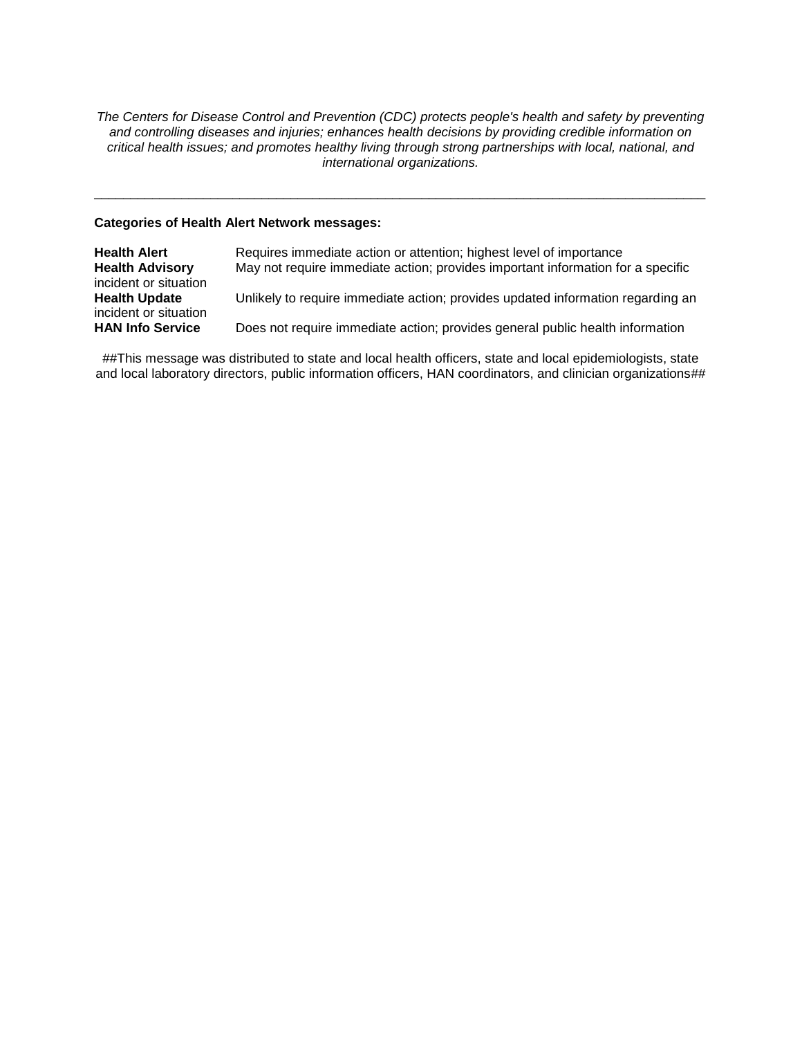*The Centers for Disease Control and Prevention (CDC) protects people's health and safety by preventing and controlling diseases and injuries; enhances health decisions by providing credible information on critical health issues; and promotes healthy living through strong partnerships with local, national, and international organizations.*

---

**Categories of Health Alert Network messages:**

| | |
|---|---|
| **Health Alert** | Requires immediate action or attention; highest level of importance |
| **Health Advisory** | May not require immediate action; provides important information for a specific incident or situation |
| **Health Update** | Unlikely to require immediate action; provides updated information regarding an incident or situation |
| **HAN Info Service** | Does not require immediate action; provides general public health information |

##This message was distributed to state and local health officers, state and local epidemiologists, state and local laboratory directors, public information officers, HAN coordinators, and clinician organizations##